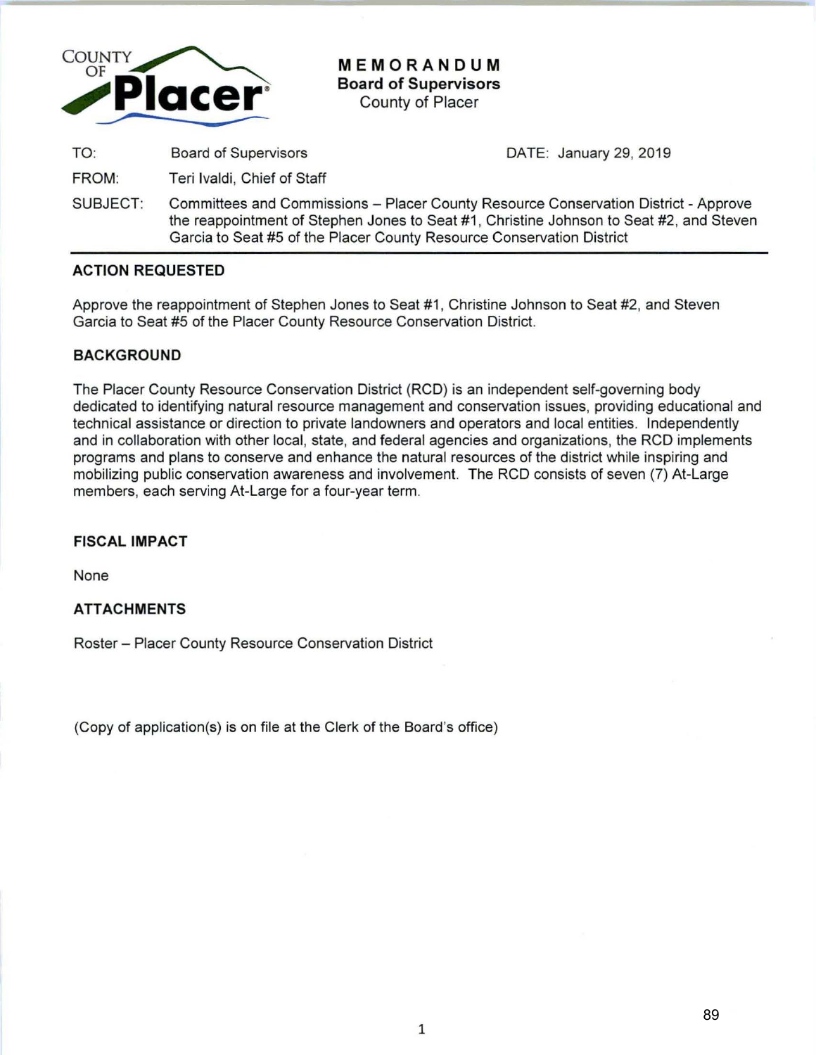COUNTY OF Placer

# MEMORANDUM
**Board of Supervisors**
County of Placer

| | | |
|---|---|---|
| TO: | Board of Supervisors | DATE: January 29, 2019 |
| FROM: | Teri Ivaldi, Chief of Staff | |
| SUBJECT: | Committees and Commissions – Placer County Resource Conservation District - Approve the reappointment of Stephen Jones to Seat #1, Christine Johnson to Seat #2, and Steven Garcia to Seat #5 of the Placer County Resource Conservation District | |

## ACTION REQUESTED

Approve the reappointment of Stephen Jones to Seat #1, Christine Johnson to Seat #2, and Steven Garcia to Seat #5 of the Placer County Resource Conservation District.

## BACKGROUND

The Placer County Resource Conservation District (RCD) is an independent self-governing body dedicated to identifying natural resource management and conservation issues, providing educational and technical assistance or direction to private landowners and operators and local entities. Independently and in collaboration with other local, state, and federal agencies and organizations, the RCD implements programs and plans to conserve and enhance the natural resources of the district while inspiring and mobilizing public conservation awareness and involvement. The RCD consists of seven (7) At-Large members, each serving At-Large for a four-year term.

## FISCAL IMPACT

None

## ATTACHMENTS

Roster – Placer County Resource Conservation District

(Copy of application(s) is on file at the Clerk of the Board's office)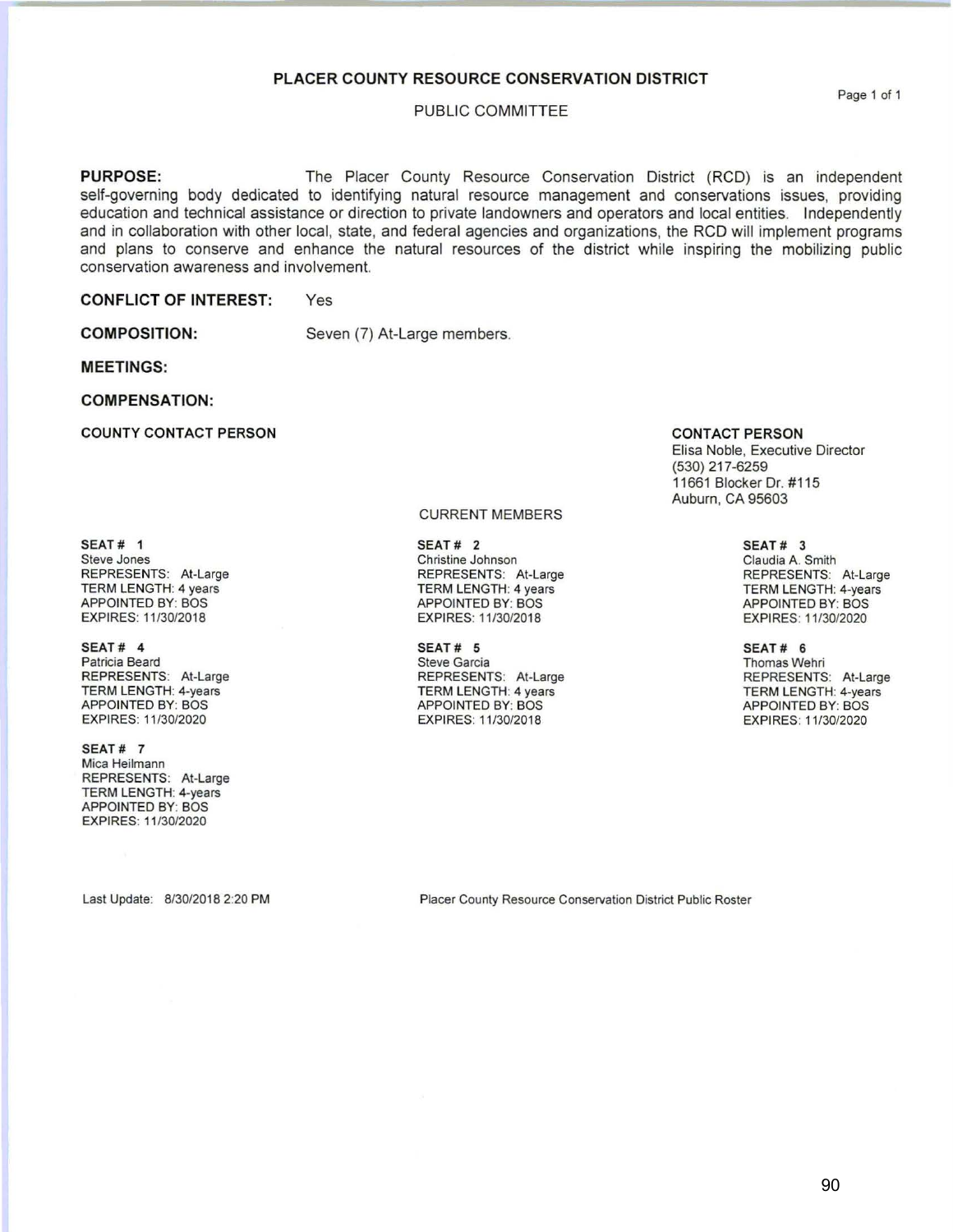# PLACER COUNTY RESOURCE CONSERVATION DISTRICT

## PUBLIC COMMITTEE

**PURPOSE:** The Placer County Resource Conservation District (RCD) is an independent self-governing body dedicated to identifying natural resource management and conservations issues, providing education and technical assistance or direction to private landowners and operators and local entities. Independently and in collaboration with other local, state, and federal agencies and organizations, the RCD will implement programs and plans to conserve and enhance the natural resources of the district while inspiring the mobilizing public conservation awareness and involvement.

**CONFLICT OF INTEREST:** Yes

**COMPOSITION:** Seven (7) At-Large members.

**MEETINGS:**

**COMPENSATION:**

**COUNTY CONTACT PERSON**

**CONTACT PERSON**
Elisa Noble, Executive Director
(530) 217-6259
11661 Blocker Dr. #115
Auburn, CA 95603

### CURRENT MEMBERS

**SEAT # 1**
Steve Jones
REPRESENTS: At-Large
TERM LENGTH: 4 years
APPOINTED BY: BOS
EXPIRES: 11/30/2018

**SEAT # 2**
Christine Johnson
REPRESENTS: At-Large
TERM LENGTH: 4 years
APPOINTED BY: BOS
EXPIRES: 11/30/2018

**SEAT # 3**
Claudia A. Smith
REPRESENTS: At-Large
TERM LENGTH: 4-years
APPOINTED BY: BOS
EXPIRES: 11/30/2020

**SEAT # 4**
Patricia Beard
REPRESENTS: At-Large
TERM LENGTH: 4-years
APPOINTED BY: BOS
EXPIRES: 11/30/2020

**SEAT # 5**
Steve Garcia
REPRESENTS: At-Large
TERM LENGTH: 4 years
APPOINTED BY: BOS
EXPIRES: 11/30/2018

**SEAT # 6**
Thomas Wehri
REPRESENTS: At-Large
TERM LENGTH: 4-years
APPOINTED BY: BOS
EXPIRES: 11/30/2020

**SEAT # 7**
Mica Heilmann
REPRESENTS: At-Large
TERM LENGTH: 4-years
APPOINTED BY: BOS
EXPIRES: 11/30/2020

Last Update: 8/30/2018 2:20 PM

Placer County Resource Conservation District Public Roster